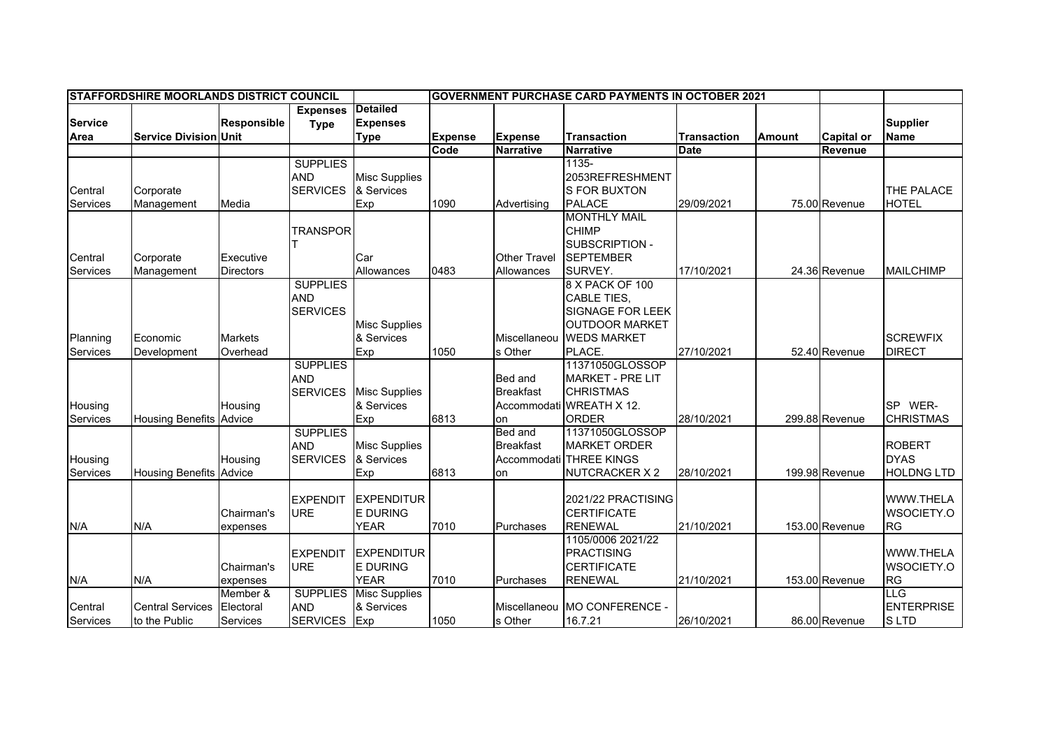| STAFFORDSHIRE MOORLANDS DISTRICT COUNCIL | | | | | GOVERNMENT PURCHASE CARD PAYMENTS IN OCTOBER 2021 | | | | | | |
|---|---|---|---|---|---|---|---|---|---|---|---|
| Service Area | Service Division | Responsible Unit | Expenses Type | Detailed Expenses Type | Expense Code | Expense Narrative | Transaction Narrative | Transaction Date | Amount | Capital or Revenue | Supplier Name |
| Central Services | Corporate Management | Media | SUPPLIES AND SERVICES | Misc Supplies & Services Exp | 1090 | Advertising | 1135-2053REFRESHMENTS FOR BUXTON PALACE | 29/09/2021 | 75.00 | Revenue | THE PALACE HOTEL |
| Central Services | Corporate Management | Executive Directors | TRANSPORT | Car Allowances | 0483 | Other Travel Allowances | MONTHLY MAIL CHIMP SUBSCRIPTION - SEPTEMBER SURVEY. | 17/10/2021 | 24.36 | Revenue | MAILCHIMP |
| Planning Services | Economic Development | Markets Overhead | SUPPLIES AND SERVICES | Misc Supplies & Services Exp | 1050 | Miscellaneous Other | 8 X PACK OF 100 CABLE TIES, SIGNAGE FOR LEEK OUTDOOR MARKET WEDS MARKET PLACE. | 27/10/2021 | 52.40 | Revenue | SCREWFIX DIRECT |
| Housing Services | Housing Benefits | Housing Advice | SUPPLIES AND SERVICES | Misc Supplies & Services Exp | 6813 | Bed and Breakfast Accommodation | 11371050GLOSSOP MARKET - PRE LIT CHRISTMAS WREATH X 12. ORDER | 28/10/2021 | 299.88 | Revenue | SP WER-CHRISTMAS |
| Housing Services | Housing Benefits | Housing Advice | SUPPLIES AND SERVICES | Misc Supplies & Services Exp | 6813 | Bed and Breakfast Accommodation | 11371050GLOSSOP MARKET ORDER THREE KINGS NUTCRACKER X 2 | 28/10/2021 | 199.98 | Revenue | ROBERT DYAS HOLDNG LTD |
| N/A | N/A | Chairman's expenses | EXPENDITURE | EXPENDITURE DURING YEAR | 7010 | Purchases | 2021/22 PRACTISING CERTIFICATE RENEWAL | 21/10/2021 | 153.00 | Revenue | WWW.THELAWSOCIETY.ORG |
| N/A | N/A | Chairman's expenses | EXPENDITURE | EXPENDITURE DURING YEAR | 7010 | Purchases | 1105/0006 2021/22 PRACTISING CERTIFICATE RENEWAL | 21/10/2021 | 153.00 | Revenue | WWW.THELAWSOCIETY.ORG |
| Central Services | Central Services to the Public | Member & Electoral Services | SUPPLIES AND SERVICES | Misc Supplies & Services Exp | 1050 | Miscellaneous Other | MO CONFERENCE - 16.7.21 | 26/10/2021 | 86.00 | Revenue | LLG ENTERPRISES LTD |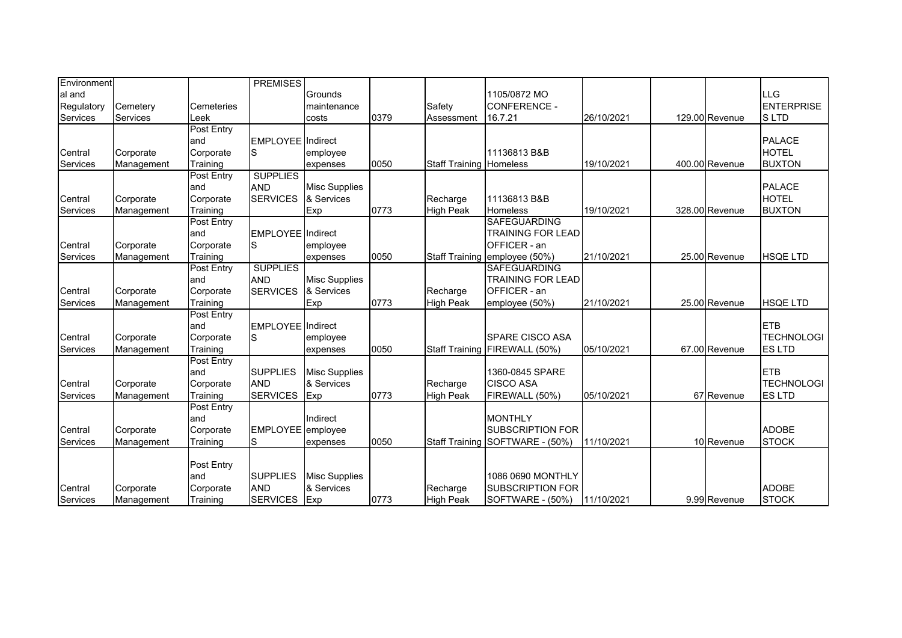| | | | | | | | | | | | |
|---|---|---|---|---|---|---|---|---|---|---|---|
| Environmental and Regulatory Services | Cemetery Services | Cemeteries Leek | PREMISES | Grounds maintenance costs | 0379 | Safety Assessment | 1105/0872 MO CONFERENCE - 16.7.21 | 26/10/2021 | 129.00 | Revenue | LLG ENTERPRISES LTD |
| Central Services | Corporate Management | Post Entry and Corporate Training | EMPLOYEES | Indirect employee expenses | 0050 | Staff Training | 11136813 B&B Homeless | 19/10/2021 | 400.00 | Revenue | PALACE HOTEL BUXTON |
| Central Services | Corporate Management | Post Entry and Corporate Training | SUPPLIES AND SERVICES | Misc Supplies & Services Exp | 0773 | Recharge High Peak | 11136813 B&B Homeless | 19/10/2021 | 328.00 | Revenue | PALACE HOTEL BUXTON |
| Central Services | Corporate Management | Post Entry and Corporate Training | EMPLOYEES | Indirect employee expenses | 0050 | Staff Training | SAFEGUARDING TRAINING FOR LEAD OFFICER - an employee (50%) | 21/10/2021 | 25.00 | Revenue | HSQE LTD |
| Central Services | Corporate Management | Post Entry and Corporate Training | SUPPLIES AND SERVICES | Misc Supplies & Services Exp | 0773 | Recharge High Peak | SAFEGUARDING TRAINING FOR LEAD OFFICER - an employee (50%) | 21/10/2021 | 25.00 | Revenue | HSQE LTD |
| Central Services | Corporate Management | Post Entry and Corporate Training | EMPLOYEES | Indirect employee expenses | 0050 | Staff Training | SPARE CISCO ASA FIREWALL (50%) | 05/10/2021 | 67.00 | Revenue | ETB TECHNOLOGIES LTD |
| Central Services | Corporate Management | Post Entry and Corporate Training | SUPPLIES AND SERVICES | Misc Supplies & Services Exp | 0773 | Recharge High Peak | 1360-0845 SPARE CISCO ASA FIREWALL (50%) | 05/10/2021 | 67 | Revenue | ETB TECHNOLOGIES LTD |
| Central Services | Corporate Management | Post Entry and Corporate Training | EMPLOYEES | Indirect employee expenses | 0050 | Staff Training | MONTHLY SUBSCRIPTION FOR SOFTWARE - (50%) | 11/10/2021 | 10 | Revenue | ADOBE STOCK |
| Central Services | Corporate Management | Post Entry and Corporate Training | SUPPLIES AND SERVICES | Misc Supplies & Services Exp | 0773 | Recharge High Peak | 1086 0690 MONTHLY SUBSCRIPTION FOR SOFTWARE - (50%) | 11/10/2021 | 9.99 | Revenue | ADOBE STOCK |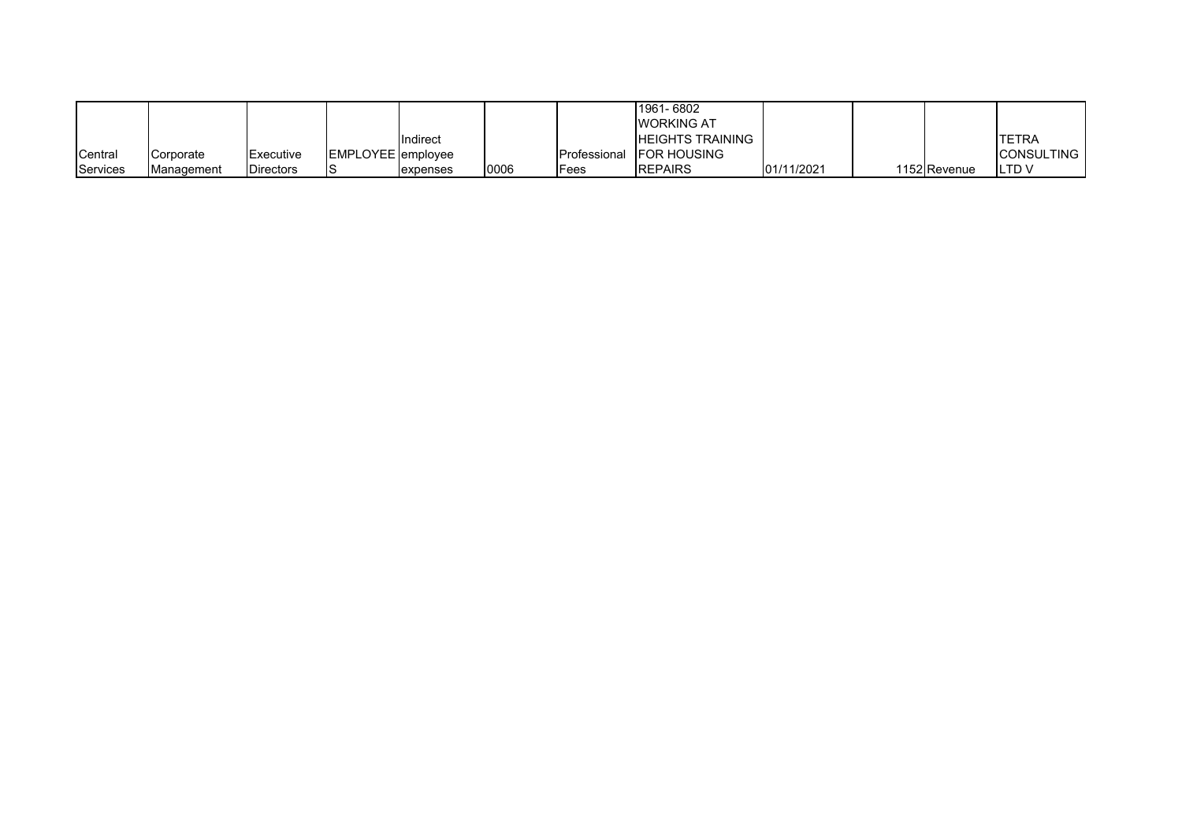| | | | | | | | | | | | |
|---|---|---|---|---|---|---|---|---|---|---|---|
| Central Services | Corporate Management | Executive Directors | EMPLOYEES | Indirect employee expenses | 0006 | Professional Fees | 1961- 6802 WORKING AT HEIGHTS TRAINING FOR HOUSING REPAIRS | 01/11/2021 | 1152 | Revenue | TETRA CONSULTING LTD V |